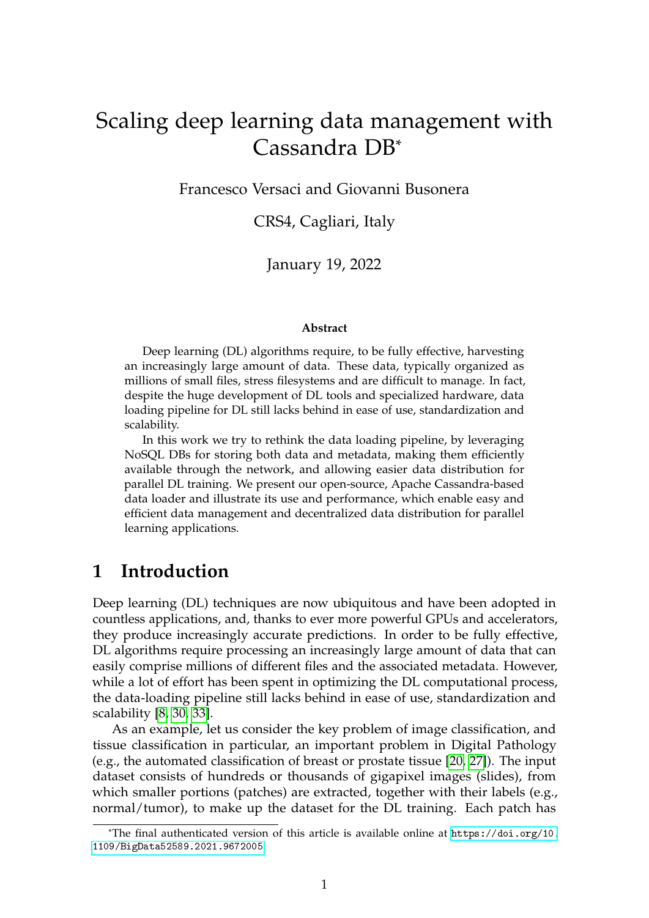# Scaling deep learning data management with Cassandra DB[*]

Francesco Versaci and Giovanni Busonera

CRS4, Cagliari, Italy

January 19, 2022

**Abstract**

Deep learning (DL) algorithms require, to be fully effective, harvesting an increasingly large amount of data. These data, typically organized as millions of small files, stress filesystems and are difficult to manage. In fact, despite the huge development of DL tools and specialized hardware, data loading pipeline for DL still lacks behind in ease of use, standardization and scalability.

In this work we try to rethink the data loading pipeline, by leveraging NoSQL DBs for storing both data and metadata, making them efficiently available through the network, and allowing easier data distribution for parallel DL training. We present our open-source, Apache Cassandra-based data loader and illustrate its use and performance, which enable easy and efficient data management and decentralized data distribution for parallel learning applications.

## 1 Introduction

Deep learning (DL) techniques are now ubiquitous and have been adopted in countless applications, and, thanks to ever more powerful GPUs and accelerators, they produce increasingly accurate predictions. In order to be fully effective, DL algorithms require processing an increasingly large amount of data that can easily comprise millions of different files and the associated metadata. However, while a lot of effort has been spent in optimizing the DL computational process, the data-loading pipeline still lacks behind in ease of use, standardization and scalability [8, 30, 33].

As an example, let us consider the key problem of image classification, and tissue classification in particular, an important problem in Digital Pathology (e.g., the automated classification of breast or prostate tissue [20, 27]). The input dataset consists of hundreds or thousands of gigapixel images (slides), from which smaller portions (patches) are extracted, together with their labels (e.g., normal/tumor), to make up the dataset for the DL training. Each patch has

[*]The final authenticated version of this article is available online at https://doi.org/10.1109/BigData52589.2021.9672005.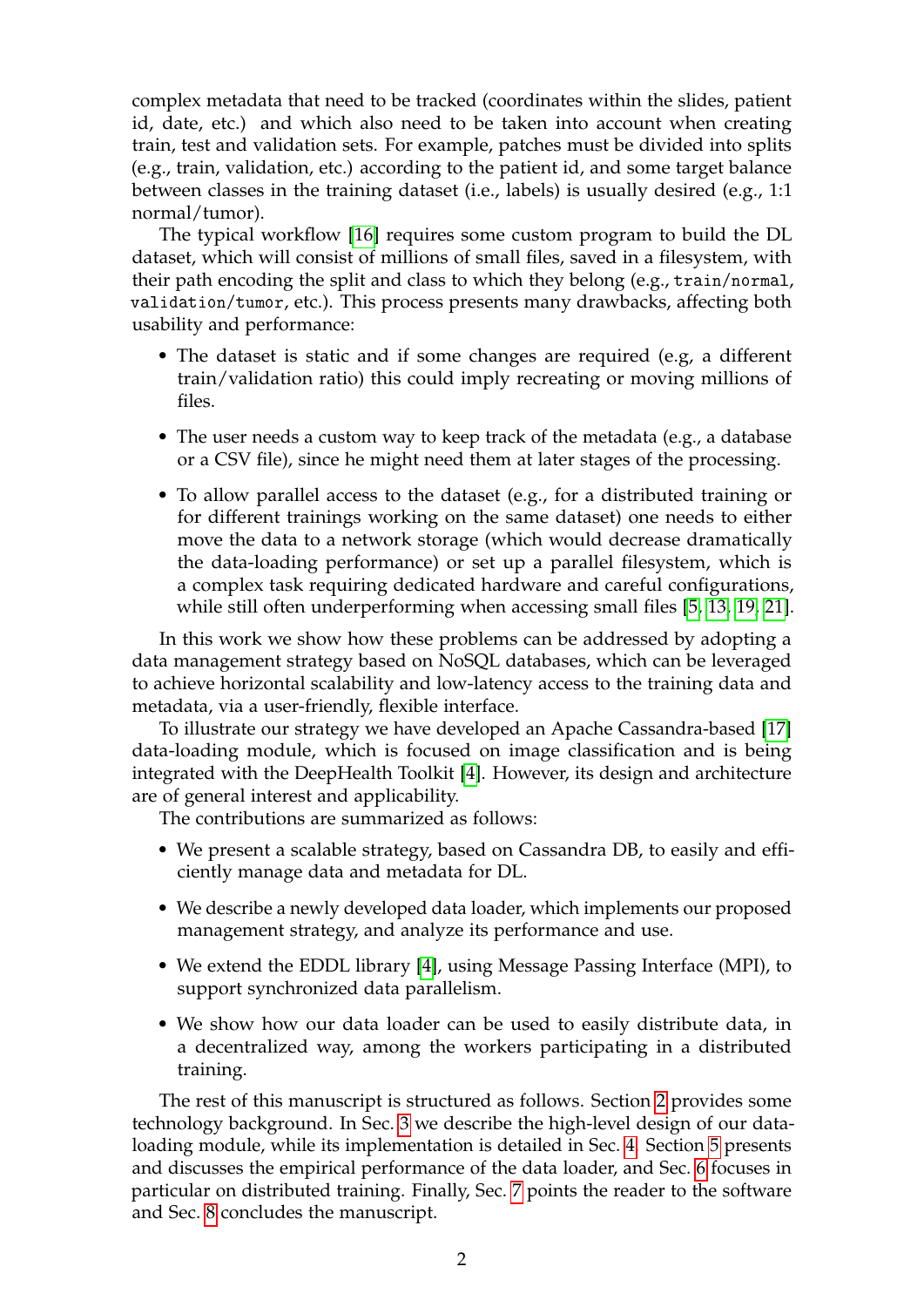complex metadata that need to be tracked (coordinates within the slides, patient id, date, etc.) and which also need to be taken into account when creating train, test and validation sets. For example, patches must be divided into splits (e.g., train, validation, etc.) according to the patient id, and some target balance between classes in the training dataset (i.e., labels) is usually desired (e.g., 1:1 normal/tumor).

The typical workflow [16] requires some custom program to build the DL dataset, which will consist of millions of small files, saved in a filesystem, with their path encoding the split and class to which they belong (e.g., `train/normal`, `validation/tumor`, etc.). This process presents many drawbacks, affecting both usability and performance:

- The dataset is static and if some changes are required (e.g, a different train/validation ratio) this could imply recreating or moving millions of files.
- The user needs a custom way to keep track of the metadata (e.g., a database or a CSV file), since he might need them at later stages of the processing.
- To allow parallel access to the dataset (e.g., for a distributed training or for different trainings working on the same dataset) one needs to either move the data to a network storage (which would decrease dramatically the data-loading performance) or set up a parallel filesystem, which is a complex task requiring dedicated hardware and careful configurations, while still often underperforming when accessing small files [5, 13, 19, 21].

In this work we show how these problems can be addressed by adopting a data management strategy based on NoSQL databases, which can be leveraged to achieve horizontal scalability and low-latency access to the training data and metadata, via a user-friendly, flexible interface.

To illustrate our strategy we have developed an Apache Cassandra-based [17] data-loading module, which is focused on image classification and is being integrated with the DeepHealth Toolkit [4]. However, its design and architecture are of general interest and applicability.

The contributions are summarized as follows:

- We present a scalable strategy, based on Cassandra DB, to easily and efficiently manage data and metadata for DL.
- We describe a newly developed data loader, which implements our proposed management strategy, and analyze its performance and use.
- We extend the EDDL library [4], using Message Passing Interface (MPI), to support synchronized data parallelism.
- We show how our data loader can be used to easily distribute data, in a decentralized way, among the workers participating in a distributed training.

The rest of this manuscript is structured as follows. Section 2 provides some technology background. In Sec. 3 we describe the high-level design of our data-loading module, while its implementation is detailed in Sec. 4. Section 5 presents and discusses the empirical performance of the data loader, and Sec. 6 focuses in particular on distributed training. Finally, Sec. 7 points the reader to the software and Sec. 8 concludes the manuscript.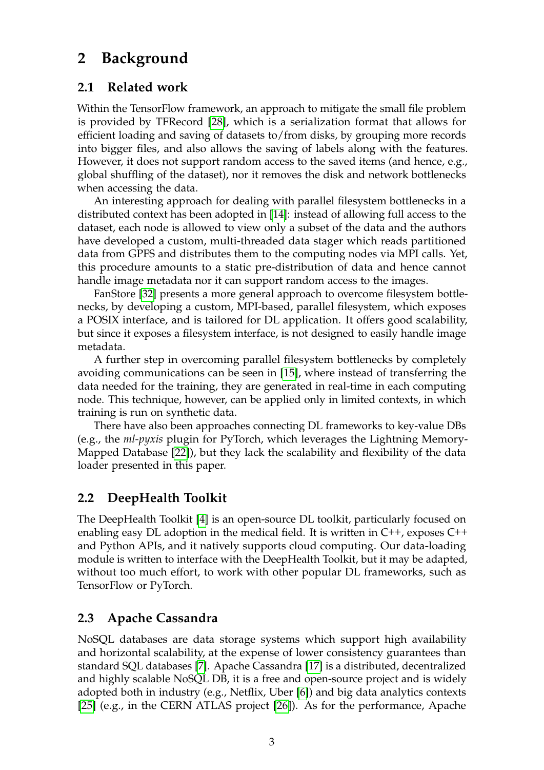# 2 Background

## 2.1 Related work

Within the TensorFlow framework, an approach to mitigate the small file problem is provided by TFRecord [28], which is a serialization format that allows for efficient loading and saving of datasets to/from disks, by grouping more records into bigger files, and also allows the saving of labels along with the features. However, it does not support random access to the saved items (and hence, e.g., global shuffling of the dataset), nor it removes the disk and network bottlenecks when accessing the data.

An interesting approach for dealing with parallel filesystem bottlenecks in a distributed context has been adopted in [14]: instead of allowing full access to the dataset, each node is allowed to view only a subset of the data and the authors have developed a custom, multi-threaded data stager which reads partitioned data from GPFS and distributes them to the computing nodes via MPI calls. Yet, this procedure amounts to a static pre-distribution of data and hence cannot handle image metadata nor it can support random access to the images.

FanStore [32] presents a more general approach to overcome filesystem bottlenecks, by developing a custom, MPI-based, parallel filesystem, which exposes a POSIX interface, and is tailored for DL application. It offers good scalability, but since it exposes a filesystem interface, is not designed to easily handle image metadata.

A further step in overcoming parallel filesystem bottlenecks by completely avoiding communications can be seen in [15], where instead of transferring the data needed for the training, they are generated in real-time in each computing node. This technique, however, can be applied only in limited contexts, in which training is run on synthetic data.

There have also been approaches connecting DL frameworks to key-value DBs (e.g., the *ml-pyxis* plugin for PyTorch, which leverages the Lightning Memory-Mapped Database [22]), but they lack the scalability and flexibility of the data loader presented in this paper.

## 2.2 DeepHealth Toolkit

The DeepHealth Toolkit [4] is an open-source DL toolkit, particularly focused on enabling easy DL adoption in the medical field. It is written in C++, exposes C++ and Python APIs, and it natively supports cloud computing. Our data-loading module is written to interface with the DeepHealth Toolkit, but it may be adapted, without too much effort, to work with other popular DL frameworks, such as TensorFlow or PyTorch.

## 2.3 Apache Cassandra

NoSQL databases are data storage systems which support high availability and horizontal scalability, at the expense of lower consistency guarantees than standard SQL databases [7]. Apache Cassandra [17] is a distributed, decentralized and highly scalable NoSQL DB, it is a free and open-source project and is widely adopted both in industry (e.g., Netflix, Uber [6]) and big data analytics contexts [25] (e.g., in the CERN ATLAS project [26]). As for the performance, Apache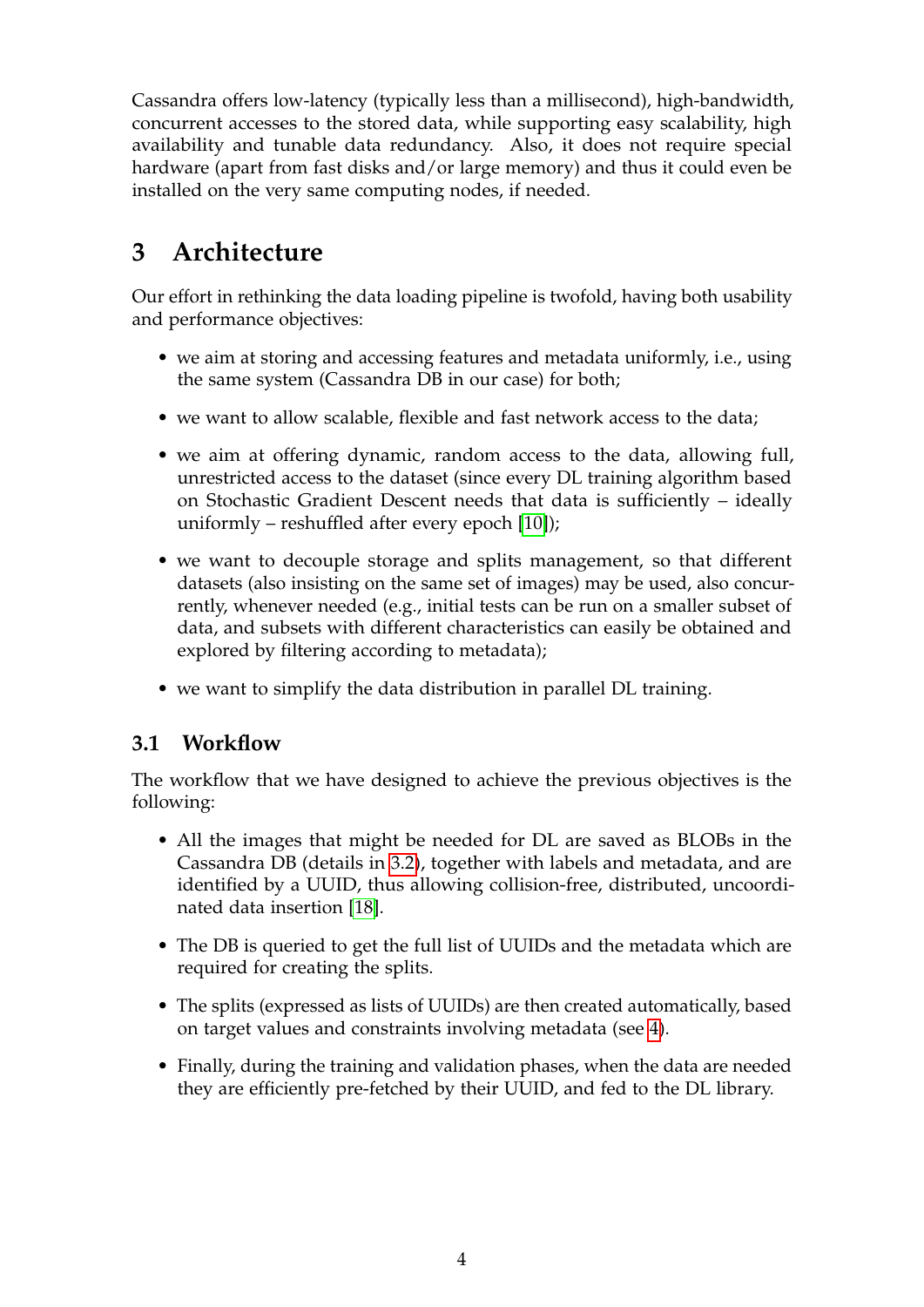Cassandra offers low-latency (typically less than a millisecond), high-bandwidth, concurrent accesses to the stored data, while supporting easy scalability, high availability and tunable data redundancy. Also, it does not require special hardware (apart from fast disks and/or large memory) and thus it could even be installed on the very same computing nodes, if needed.

# 3 Architecture

Our effort in rethinking the data loading pipeline is twofold, having both usability and performance objectives:

- we aim at storing and accessing features and metadata uniformly, i.e., using the same system (Cassandra DB in our case) for both;
- we want to allow scalable, flexible and fast network access to the data;
- we aim at offering dynamic, random access to the data, allowing full, unrestricted access to the dataset (since every DL training algorithm based on Stochastic Gradient Descent needs that data is sufficiently – ideally uniformly – reshuffled after every epoch [10]);
- we want to decouple storage and splits management, so that different datasets (also insisting on the same set of images) may be used, also concurrently, whenever needed (e.g., initial tests can be run on a smaller subset of data, and subsets with different characteristics can easily be obtained and explored by filtering according to metadata);
- we want to simplify the data distribution in parallel DL training.

## 3.1 Workflow

The workflow that we have designed to achieve the previous objectives is the following:

- All the images that might be needed for DL are saved as BLOBs in the Cassandra DB (details in 3.2), together with labels and metadata, and are identified by a UUID, thus allowing collision-free, distributed, uncoordinated data insertion [18].
- The DB is queried to get the full list of UUIDs and the metadata which are required for creating the splits.
- The splits (expressed as lists of UUIDs) are then created automatically, based on target values and constraints involving metadata (see 4).
- Finally, during the training and validation phases, when the data are needed they are efficiently pre-fetched by their UUID, and fed to the DL library.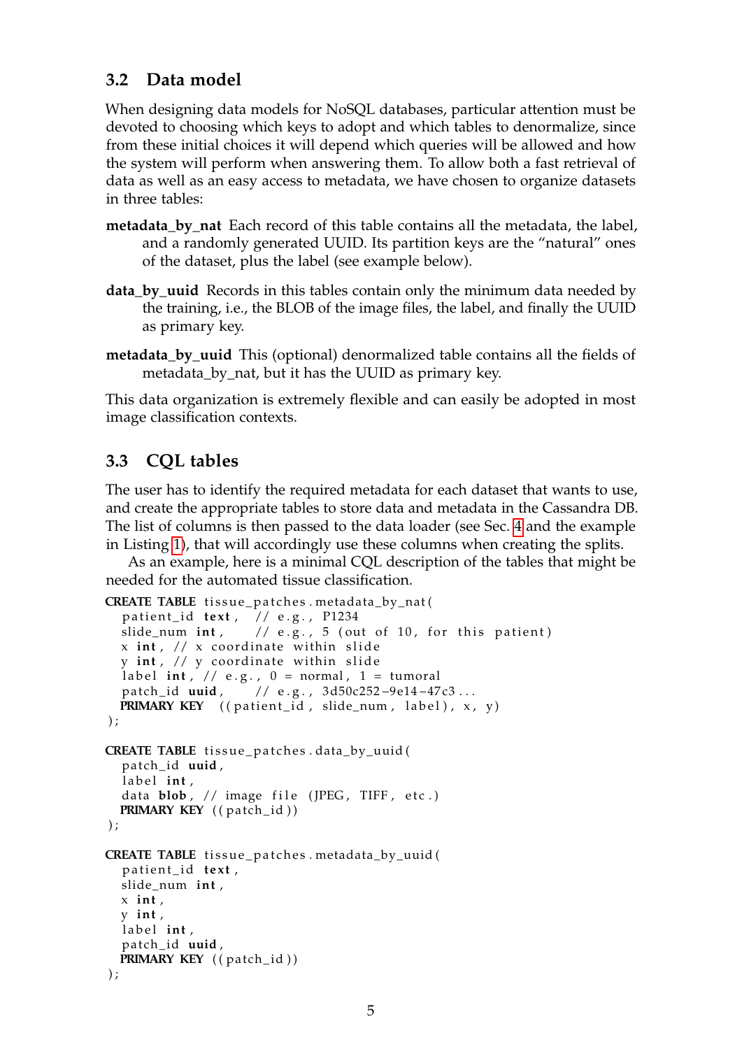### 3.2 Data model

When designing data models for NoSQL databases, particular attention must be devoted to choosing which keys to adopt and which tables to denormalize, since from these initial choices it will depend which queries will be allowed and how the system will perform when answering them. To allow both a fast retrieval of data as well as an easy access to metadata, we have chosen to organize datasets in three tables:

**metadata_by_nat** Each record of this table contains all the metadata, the label, and a randomly generated UUID. Its partition keys are the "natural" ones of the dataset, plus the label (see example below).

**data_by_uuid** Records in this tables contain only the minimum data needed by the training, i.e., the BLOB of the image files, the label, and finally the UUID as primary key.

**metadata_by_uuid** This (optional) denormalized table contains all the fields of metadata_by_nat, but it has the UUID as primary key.

This data organization is extremely flexible and can easily be adopted in most image classification contexts.

### 3.3 CQL tables

The user has to identify the required metadata for each dataset that wants to use, and create the appropriate tables to store data and metadata in the Cassandra DB. The list of columns is then passed to the data loader (see Sec. 4 and the example in Listing 1), that will accordingly use these columns when creating the splits.

As an example, here is a minimal CQL description of the tables that might be needed for the automated tissue classification.

```
CREATE TABLE tissue_patches.metadata_by_nat(
  patient_id text,  // e.g., P1234
  slide_num int,    // e.g., 5 (out of 10, for this patient)
  x int, // x coordinate within slide
  y int, // y coordinate within slide
  label int, // e.g., 0 = normal, 1 = tumoral
  patch_id uuid,    // e.g., 3d50c252-9e14-47c3...
  PRIMARY KEY  ((patient_id, slide_num, label), x, y)
);

CREATE TABLE tissue_patches.data_by_uuid(
  patch_id uuid,
  label int,
  data blob, // image file (JPEG, TIFF, etc.)
  PRIMARY KEY ((patch_id))
);

CREATE TABLE tissue_patches.metadata_by_uuid(
  patient_id text,
  slide_num int,
  x int,
  y int,
  label int,
  patch_id uuid,
  PRIMARY KEY ((patch_id))
);
```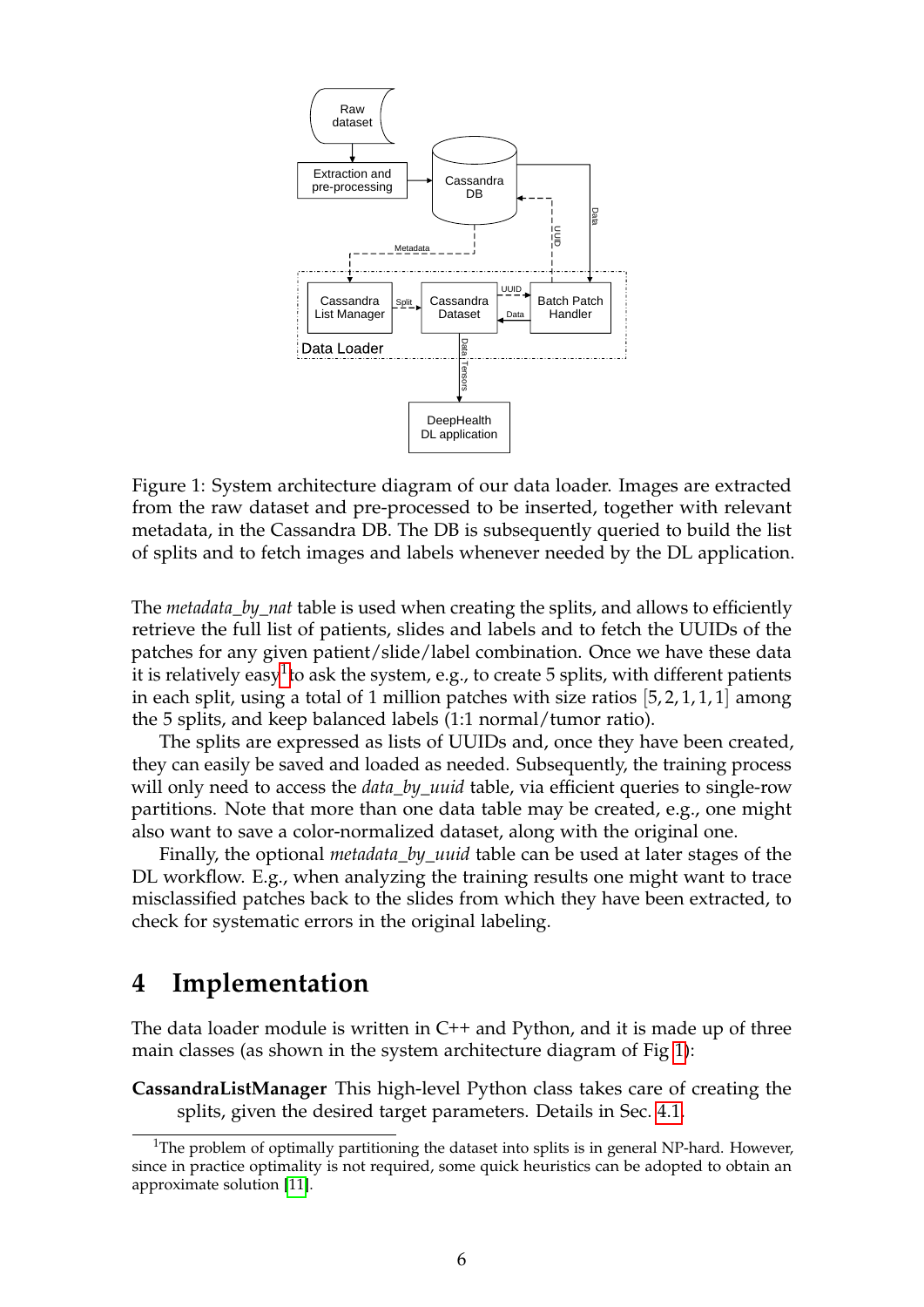Raw dataset

Extraction and pre-processing

Cassandra DB

Metadata

UUID

Data

Cassandra List Manager

Split

Cassandra Dataset

UUID

Data

Batch Patch Handler

Data Loader

Data Tensors

DeepHealth DL application

Figure 1: System architecture diagram of our data loader. Images are extracted from the raw dataset and pre-processed to be inserted, together with relevant metadata, in the Cassandra DB. The DB is subsequently queried to build the list of splits and to fetch images and labels whenever needed by the DL application.

The *metadata_by_nat* table is used when creating the splits, and allows to efficiently retrieve the full list of patients, slides and labels and to fetch the UUIDs of the patches for any given patient/slide/label combination. Once we have these data it is relatively easy[1] to ask the system, e.g., to create 5 splits, with different patients in each split, using a total of 1 million patches with size ratios $[5, 2, 1, 1, 1]$ among the 5 splits, and keep balanced labels (1:1 normal/tumor ratio).

The splits are expressed as lists of UUIDs and, once they have been created, they can easily be saved and loaded as needed. Subsequently, the training process will only need to access the *data_by_uuid* table, via efficient queries to single-row partitions. Note that more than one data table may be created, e.g., one might also want to save a color-normalized dataset, along with the original one.

Finally, the optional *metadata_by_uuid* table can be used at later stages of the DL workflow. E.g., when analyzing the training results one might want to trace misclassified patches back to the slides from which they have been extracted, to check for systematic errors in the original labeling.

# 4 Implementation

The data loader module is written in C++ and Python, and it is made up of three main classes (as shown in the system architecture diagram of Fig 1):

**CassandraListManager** This high-level Python class takes care of creating the splits, given the desired target parameters. Details in Sec. 4.1.

[1] The problem of optimally partitioning the dataset into splits is in general NP-hard. However, since in practice optimality is not required, some quick heuristics can be adopted to obtain an approximate solution [11].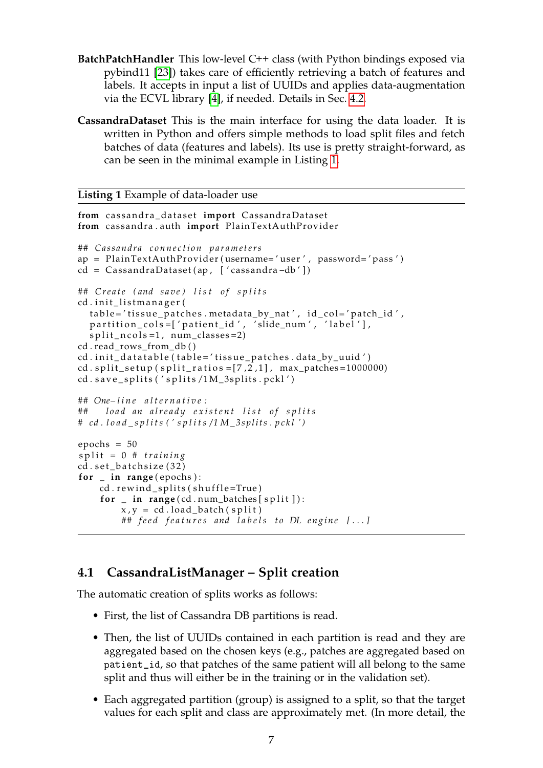**BatchPatchHandler** This low-level C++ class (with Python bindings exposed via pybind11 [23]) takes care of efficiently retrieving a batch of features and labels. It accepts in input a list of UUIDs and applies data-augmentation via the ECVL library [4], if needed. Details in Sec. 4.2.

**CassandraDataset** This is the main interface for using the data loader. It is written in Python and offers simple methods to load split files and fetch batches of data (features and labels). Its use is pretty straight-forward, as can be seen in the minimal example in Listing 1.

**Listing 1** Example of data-loader use

```
from cassandra_dataset import CassandraDataset
from cassandra.auth import PlainTextAuthProvider

## Cassandra connection parameters
ap = PlainTextAuthProvider(username='user', password='pass')
cd = CassandraDataset(ap, ['cassandra-db'])

## Create (and save) list of splits
cd.init_listmanager(
  table='tissue_patches.metadata_by_nat', id_col='patch_id',
  partition_cols=['patient_id', 'slide_num', 'label'],
  split_ncols=1, num_classes=2)
cd.read_rows_from_db()
cd.init_datatable(table='tissue_patches.data_by_uuid')
cd.split_setup(split_ratios=[7,2,1], max_patches=1000000)
cd.save_splits('splits/1M_3splits.pckl')

## One-line alternative:
##   load an already existent list of splits
# cd.load_splits('splits/1M_3splits.pckl')

epochs = 50
split = 0 # training
cd.set_batchsize(32)
for _ in range(epochs):
    cd.rewind_splits(shuffle=True)
    for _ in range(cd.num_batches[split]):
        x,y = cd.load_batch(split)
        ## feed features and labels to DL engine [...]
```

## 4.1 CassandraListManager – Split creation

The automatic creation of splits works as follows:

- First, the list of Cassandra DB partitions is read.
- Then, the list of UUIDs contained in each partition is read and they are aggregated based on the chosen keys (e.g., patches are aggregated based on `patient_id`, so that patches of the same patient will all belong to the same split and thus will either be in the training or in the validation set).
- Each aggregated partition (group) is assigned to a split, so that the target values for each split and class are approximately met. (In more detail, the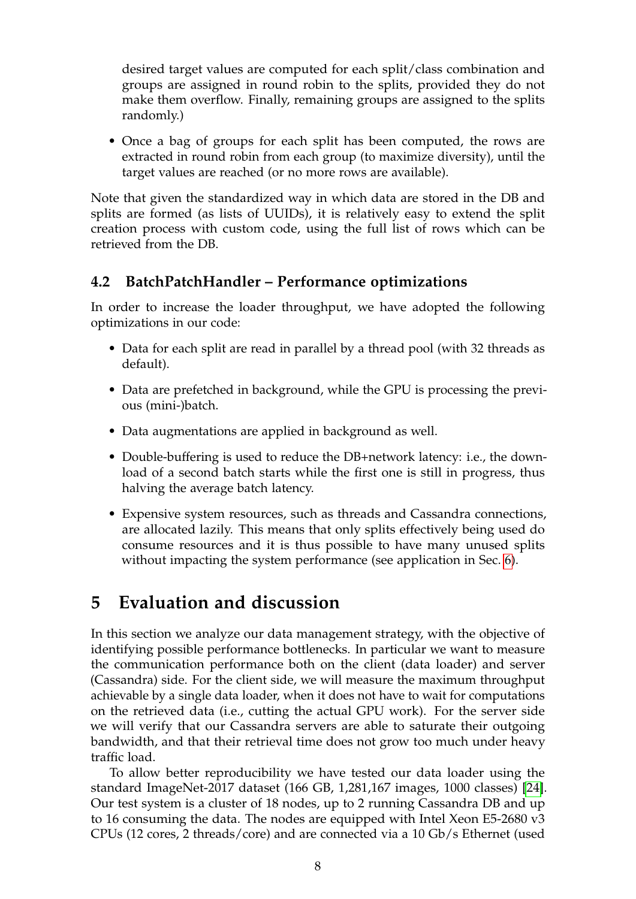desired target values are computed for each split/class combination and groups are assigned in round robin to the splits, provided they do not make them overflow. Finally, remaining groups are assigned to the splits randomly.)

- Once a bag of groups for each split has been computed, the rows are extracted in round robin from each group (to maximize diversity), until the target values are reached (or no more rows are available).

Note that given the standardized way in which data are stored in the DB and splits are formed (as lists of UUIDs), it is relatively easy to extend the split creation process with custom code, using the full list of rows which can be retrieved from the DB.

### 4.2 BatchPatchHandler – Performance optimizations

In order to increase the loader throughput, we have adopted the following optimizations in our code:

- Data for each split are read in parallel by a thread pool (with 32 threads as default).
- Data are prefetched in background, while the GPU is processing the previous (mini-)batch.
- Data augmentations are applied in background as well.
- Double-buffering is used to reduce the DB+network latency: i.e., the download of a second batch starts while the first one is still in progress, thus halving the average batch latency.
- Expensive system resources, such as threads and Cassandra connections, are allocated lazily. This means that only splits effectively being used do consume resources and it is thus possible to have many unused splits without impacting the system performance (see application in Sec. 6).

## 5 Evaluation and discussion

In this section we analyze our data management strategy, with the objective of identifying possible performance bottlenecks. In particular we want to measure the communication performance both on the client (data loader) and server (Cassandra) side. For the client side, we will measure the maximum throughput achievable by a single data loader, when it does not have to wait for computations on the retrieved data (i.e., cutting the actual GPU work). For the server side we will verify that our Cassandra servers are able to saturate their outgoing bandwidth, and that their retrieval time does not grow too much under heavy traffic load.

To allow better reproducibility we have tested our data loader using the standard ImageNet-2017 dataset (166 GB, 1,281,167 images, 1000 classes) [24]. Our test system is a cluster of 18 nodes, up to 2 running Cassandra DB and up to 16 consuming the data. The nodes are equipped with Intel Xeon E5-2680 v3 CPUs (12 cores, 2 threads/core) and are connected via a 10 Gb/s Ethernet (used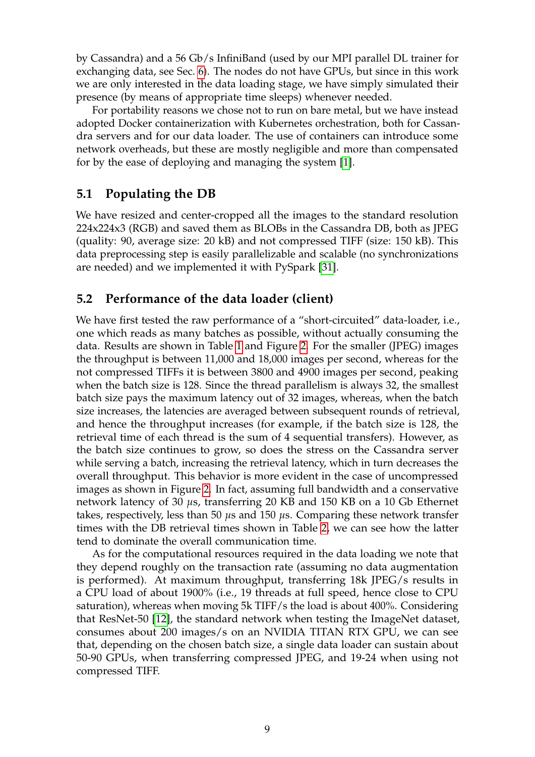by Cassandra) and a 56 Gb/s InfiniBand (used by our MPI parallel DL trainer for exchanging data, see Sec. 6). The nodes do not have GPUs, but since in this work we are only interested in the data loading stage, we have simply simulated their presence (by means of appropriate time sleeps) whenever needed.

For portability reasons we chose not to run on bare metal, but we have instead adopted Docker containerization with Kubernetes orchestration, both for Cassandra servers and for our data loader. The use of containers can introduce some network overheads, but these are mostly negligible and more than compensated for by the ease of deploying and managing the system [1].

## 5.1 Populating the DB

We have resized and center-cropped all the images to the standard resolution 224x224x3 (RGB) and saved them as BLOBs in the Cassandra DB, both as JPEG (quality: 90, average size: 20 kB) and not compressed TIFF (size: 150 kB). This data preprocessing step is easily parallelizable and scalable (no synchronizations are needed) and we implemented it with PySpark [31].

## 5.2 Performance of the data loader (client)

We have first tested the raw performance of a "short-circuited" data-loader, i.e., one which reads as many batches as possible, without actually consuming the data. Results are shown in Table 1 and Figure 2. For the smaller (JPEG) images the throughput is between 11,000 and 18,000 images per second, whereas for the not compressed TIFFs it is between 3800 and 4900 images per second, peaking when the batch size is 128. Since the thread parallelism is always 32, the smallest batch size pays the maximum latency out of 32 images, whereas, when the batch size increases, the latencies are averaged between subsequent rounds of retrieval, and hence the throughput increases (for example, if the batch size is 128, the retrieval time of each thread is the sum of 4 sequential transfers). However, as the batch size continues to grow, so does the stress on the Cassandra server while serving a batch, increasing the retrieval latency, which in turn decreases the overall throughput. This behavior is more evident in the case of uncompressed images as shown in Figure 2. In fact, assuming full bandwidth and a conservative network latency of 30 $\mu$s, transferring 20 KB and 150 KB on a 10 Gb Ethernet takes, respectively, less than 50 $\mu$s and 150 $\mu$s. Comparing these network transfer times with the DB retrieval times shown in Table 2, we can see how the latter tend to dominate the overall communication time.

As for the computational resources required in the data loading we note that they depend roughly on the transaction rate (assuming no data augmentation is performed). At maximum throughput, transferring 18k JPEG/s results in a CPU load of about 1900% (i.e., 19 threads at full speed, hence close to CPU saturation), whereas when moving 5k TIFF/s the load is about 400%. Considering that ResNet-50 [12], the standard network when testing the ImageNet dataset, consumes about 200 images/s on an NVIDIA TITAN RTX GPU, we can see that, depending on the chosen batch size, a single data loader can sustain about 50-90 GPUs, when transferring compressed JPEG, and 19-24 when using not compressed TIFF.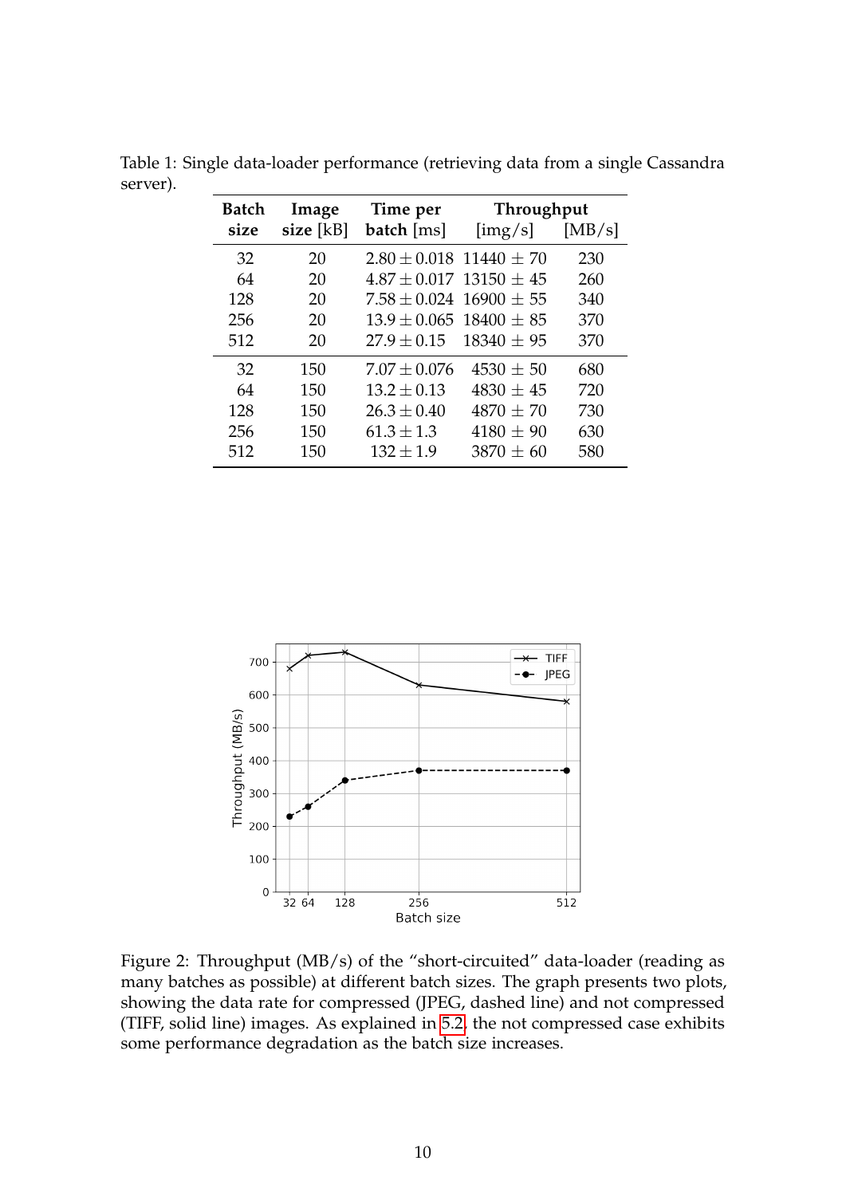Table 1: Single data-loader performance (retrieving data from a single Cassandra server).

| Batch size | Image size [kB] | Time per batch [ms] | Throughput [img/s] | [MB/s] |
|---|---|---|---|---|
| 32 | 20 | $2.80 \pm 0.018$ | $11440 \pm 70$ | 230 |
| 64 | 20 | $4.87 \pm 0.017$ | $13150 \pm 45$ | 260 |
| 128 | 20 | $7.58 \pm 0.024$ | $16900 \pm 55$ | 340 |
| 256 | 20 | $13.9 \pm 0.065$ | $18400 \pm 85$ | 370 |
| 512 | 20 | $27.9 \pm 0.15$ | $18340 \pm 95$ | 370 |
| 32 | 150 | $7.07 \pm 0.076$ | $4530 \pm 50$ | 680 |
| 64 | 150 | $13.2 \pm 0.13$ | $4830 \pm 45$ | 720 |
| 128 | 150 | $26.3 \pm 0.40$ | $4870 \pm 70$ | 730 |
| 256 | 150 | $61.3 \pm 1.3$ | $4180 \pm 90$ | 630 |
| 512 | 150 | $132 \pm 1.9$ | $3870 \pm 60$ | 580 |

Throughput (MB/s)
0
100
200
300
400
500
600
700
32 64 128 256 512
Batch size
TIFF
JPEG

Figure 2: Throughput (MB/s) of the "short-circuited" data-loader (reading as many batches as possible) at different batch sizes. The graph presents two plots, showing the data rate for compressed (JPEG, dashed line) and not compressed (TIFF, solid line) images. As explained in 5.2, the not compressed case exhibits some performance degradation as the batch size increases.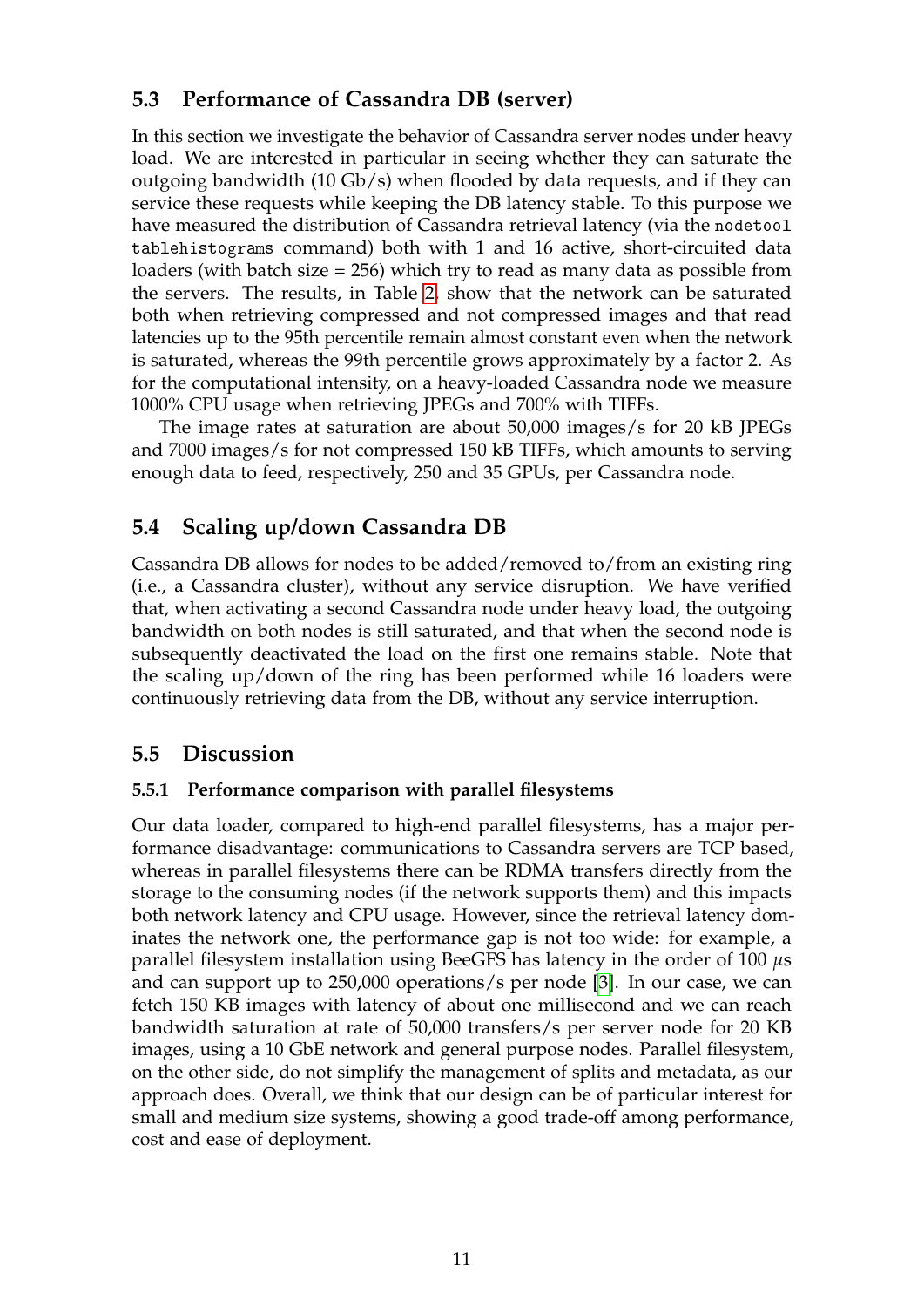## 5.3 Performance of Cassandra DB (server)

In this section we investigate the behavior of Cassandra server nodes under heavy load. We are interested in particular in seeing whether they can saturate the outgoing bandwidth (10 Gb/s) when flooded by data requests, and if they can service these requests while keeping the DB latency stable. To this purpose we have measured the distribution of Cassandra retrieval latency (via the `nodetool tablehistograms` command) both with 1 and 16 active, short-circuited data loaders (with batch size = 256) which try to read as many data as possible from the servers. The results, in Table 2, show that the network can be saturated both when retrieving compressed and not compressed images and that read latencies up to the 95th percentile remain almost constant even when the network is saturated, whereas the 99th percentile grows approximately by a factor 2. As for the computational intensity, on a heavy-loaded Cassandra node we measure 1000% CPU usage when retrieving JPEGs and 700% with TIFFs.

The image rates at saturation are about 50,000 images/s for 20 kB JPEGs and 7000 images/s for not compressed 150 kB TIFFs, which amounts to serving enough data to feed, respectively, 250 and 35 GPUs, per Cassandra node.

## 5.4 Scaling up/down Cassandra DB

Cassandra DB allows for nodes to be added/removed to/from an existing ring (i.e., a Cassandra cluster), without any service disruption. We have verified that, when activating a second Cassandra node under heavy load, the outgoing bandwidth on both nodes is still saturated, and that when the second node is subsequently deactivated the load on the first one remains stable. Note that the scaling up/down of the ring has been performed while 16 loaders were continuously retrieving data from the DB, without any service interruption.

## 5.5 Discussion

### 5.5.1 Performance comparison with parallel filesystems

Our data loader, compared to high-end parallel filesystems, has a major performance disadvantage: communications to Cassandra servers are TCP based, whereas in parallel filesystems there can be RDMA transfers directly from the storage to the consuming nodes (if the network supports them) and this impacts both network latency and CPU usage. However, since the retrieval latency dominates the network one, the performance gap is not too wide: for example, a parallel filesystem installation using BeeGFS has latency in the order of 100 $\mu$s and can support up to 250,000 operations/s per node [3]. In our case, we can fetch 150 KB images with latency of about one millisecond and we can reach bandwidth saturation at rate of 50,000 transfers/s per server node for 20 KB images, using a 10 GbE network and general purpose nodes. Parallel filesystem, on the other side, do not simplify the management of splits and metadata, as our approach does. Overall, we think that our design can be of particular interest for small and medium size systems, showing a good trade-off among performance, cost and ease of deployment.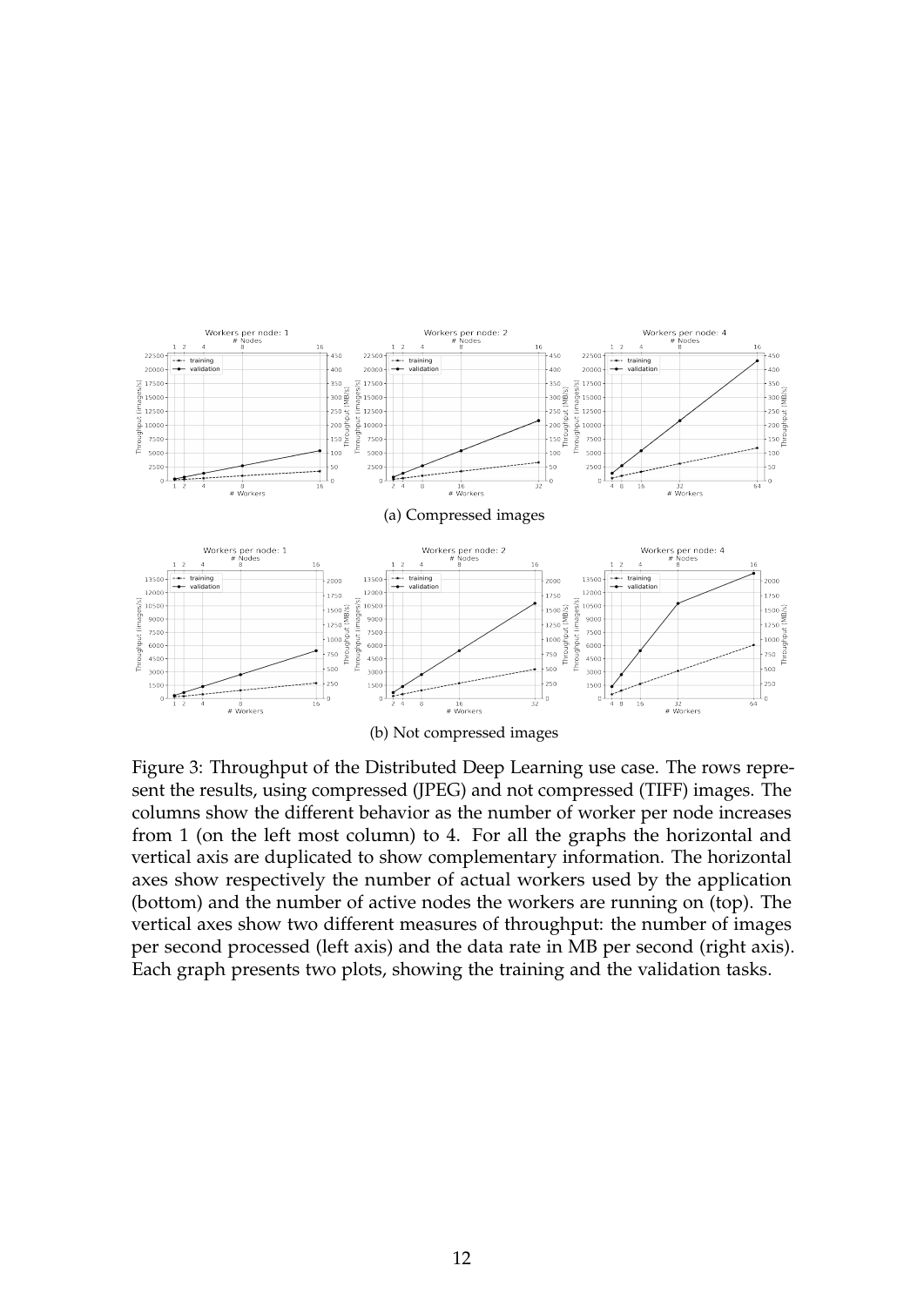Workers per node: 1

# Nodes

1 2 4 8 16

22500
20000
17500
15000
12500
10000
7500
5000
2500
0

Throughput [images/s]

training
validation

450
400
350
300
250
200
150
100
50
0

Throughput [MB/s]

1 2 4 8 16

# Workers

Workers per node: 2

# Nodes

1 2 4 8 16

training
validation

2 4 8 16 32

# Workers

Workers per node: 4

# Nodes

1 2 4 8 16

training
validation

4 8 16 32 64

# Workers

(a) Compressed images

Workers per node: 1

# Nodes

1 2 4 8 16

13500
12000
10500
9000
7500
6000
4500
3000
1500
0

Throughput [images/s]

training
validation

2000
1750
1500
1250
1000
750
500
250
0

Throughput [MB/s]

1 2 4 8 16

# Workers

Workers per node: 2

# Nodes

1 2 4 8 16

training
validation

2 4 8 16 32

# Workers

Workers per node: 4

# Nodes

1 2 4 8 16

training
validation

4 8 16 32 64

# Workers

(b) Not compressed images

Figure 3: Throughput of the Distributed Deep Learning use case. The rows represent the results, using compressed (JPEG) and not compressed (TIFF) images. The columns show the different behavior as the number of worker per node increases from 1 (on the left most column) to 4. For all the graphs the horizontal and vertical axis are duplicated to show complementary information. The horizontal axes show respectively the number of actual workers used by the application (bottom) and the number of active nodes the workers are running on (top). The vertical axes show two different measures of throughput: the number of images per second processed (left axis) and the data rate in MB per second (right axis). Each graph presents two plots, showing the training and the validation tasks.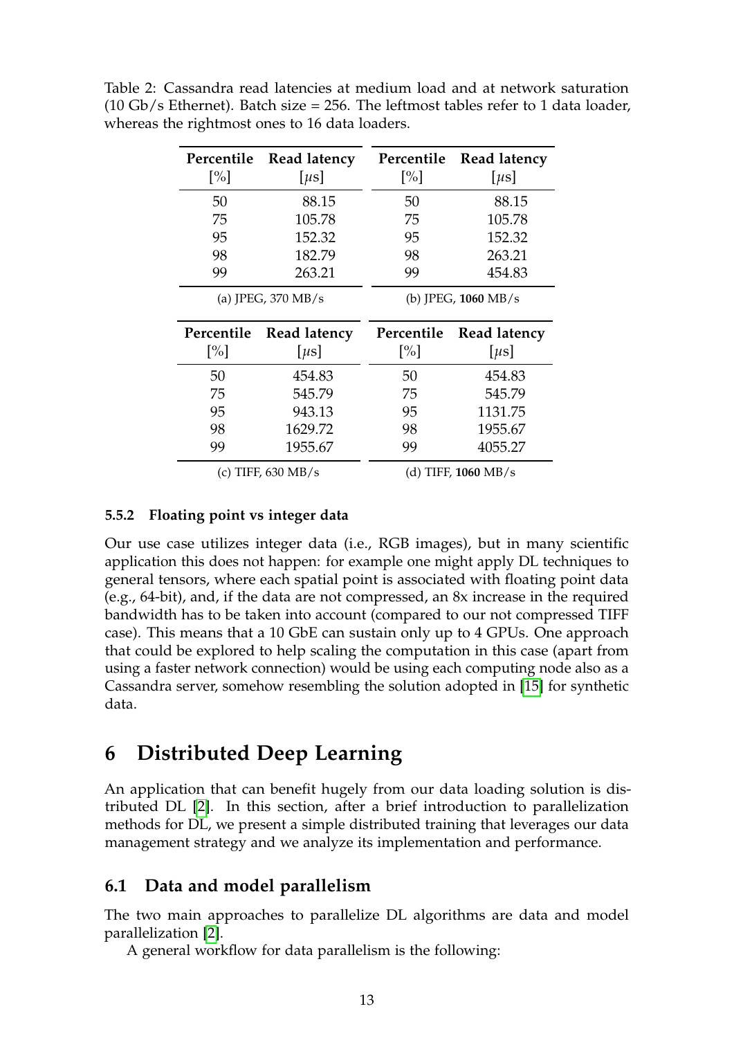Table 2: Cassandra read latencies at medium load and at network saturation (10 Gb/s Ethernet). Batch size = 256. The leftmost tables refer to 1 data loader, whereas the rightmost ones to 16 data loaders.

| Percentile [%] | Read latency [$\mu$s] |
|---|---|
| 50 | 88.15 |
| 75 | 105.78 |
| 95 | 152.32 |
| 98 | 182.79 |
| 99 | 263.21 |

(a) JPEG, 370 MB/s

| Percentile [%] | Read latency [$\mu$s] |
|---|---|
| 50 | 88.15 |
| 75 | 105.78 |
| 95 | 152.32 |
| 98 | 263.21 |
| 99 | 454.83 |

(b) JPEG, **1060** MB/s

| Percentile [%] | Read latency [$\mu$s] |
|---|---|
| 50 | 454.83 |
| 75 | 545.79 |
| 95 | 943.13 |
| 98 | 1629.72 |
| 99 | 1955.67 |

(c) TIFF, 630 MB/s

| Percentile [%] | Read latency [$\mu$s] |
|---|---|
| 50 | 454.83 |
| 75 | 545.79 |
| 95 | 1131.75 |
| 98 | 1955.67 |
| 99 | 4055.27 |

(d) TIFF, **1060** MB/s

#### 5.5.2 Floating point vs integer data

Our use case utilizes integer data (i.e., RGB images), but in many scientific application this does not happen: for example one might apply DL techniques to general tensors, where each spatial point is associated with floating point data (e.g., 64-bit), and, if the data are not compressed, an 8x increase in the required bandwidth has to be taken into account (compared to our not compressed TIFF case). This means that a 10 GbE can sustain only up to 4 GPUs. One approach that could be explored to help scaling the computation in this case (apart from using a faster network connection) would be using each computing node also as a Cassandra server, somehow resembling the solution adopted in [15] for synthetic data.

# 6 Distributed Deep Learning

An application that can benefit hugely from our data loading solution is distributed DL [2]. In this section, after a brief introduction to parallelization methods for DL, we present a simple distributed training that leverages our data management strategy and we analyze its implementation and performance.

## 6.1 Data and model parallelism

The two main approaches to parallelize DL algorithms are data and model parallelization [2].

A general workflow for data parallelism is the following: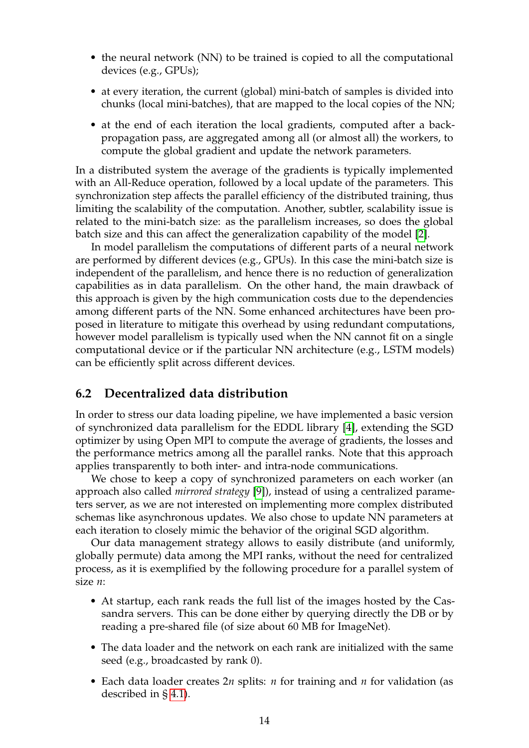- the neural network (NN) to be trained is copied to all the computational devices (e.g., GPUs);
- at every iteration, the current (global) mini-batch of samples is divided into chunks (local mini-batches), that are mapped to the local copies of the NN;
- at the end of each iteration the local gradients, computed after a back-propagation pass, are aggregated among all (or almost all) the workers, to compute the global gradient and update the network parameters.

In a distributed system the average of the gradients is typically implemented with an All-Reduce operation, followed by a local update of the parameters. This synchronization step affects the parallel efficiency of the distributed training, thus limiting the scalability of the computation. Another, subtler, scalability issue is related to the mini-batch size: as the parallelism increases, so does the global batch size and this can affect the generalization capability of the model [2].

In model parallelism the computations of different parts of a neural network are performed by different devices (e.g., GPUs). In this case the mini-batch size is independent of the parallelism, and hence there is no reduction of generalization capabilities as in data parallelism. On the other hand, the main drawback of this approach is given by the high communication costs due to the dependencies among different parts of the NN. Some enhanced architectures have been proposed in literature to mitigate this overhead by using redundant computations, however model parallelism is typically used when the NN cannot fit on a single computational device or if the particular NN architecture (e.g., LSTM models) can be efficiently split across different devices.

## 6.2 Decentralized data distribution

In order to stress our data loading pipeline, we have implemented a basic version of synchronized data parallelism for the EDDL library [4], extending the SGD optimizer by using Open MPI to compute the average of gradients, the losses and the performance metrics among all the parallel ranks. Note that this approach applies transparently to both inter- and intra-node communications.

We chose to keep a copy of synchronized parameters on each worker (an approach also called *mirrored strategy* [9]), instead of using a centralized parameters server, as we are not interested on implementing more complex distributed schemas like asynchronous updates. We also chose to update NN parameters at each iteration to closely mimic the behavior of the original SGD algorithm.

Our data management strategy allows to easily distribute (and uniformly, globally permute) data among the MPI ranks, without the need for centralized process, as it is exemplified by the following procedure for a parallel system of size $n$:

- At startup, each rank reads the full list of the images hosted by the Cassandra servers. This can be done either by querying directly the DB or by reading a pre-shared file (of size about 60 MB for ImageNet).
- The data loader and the network on each rank are initialized with the same seed (e.g., broadcasted by rank 0).
- Each data loader creates $2n$ splits: $n$ for training and $n$ for validation (as described in § 4.1).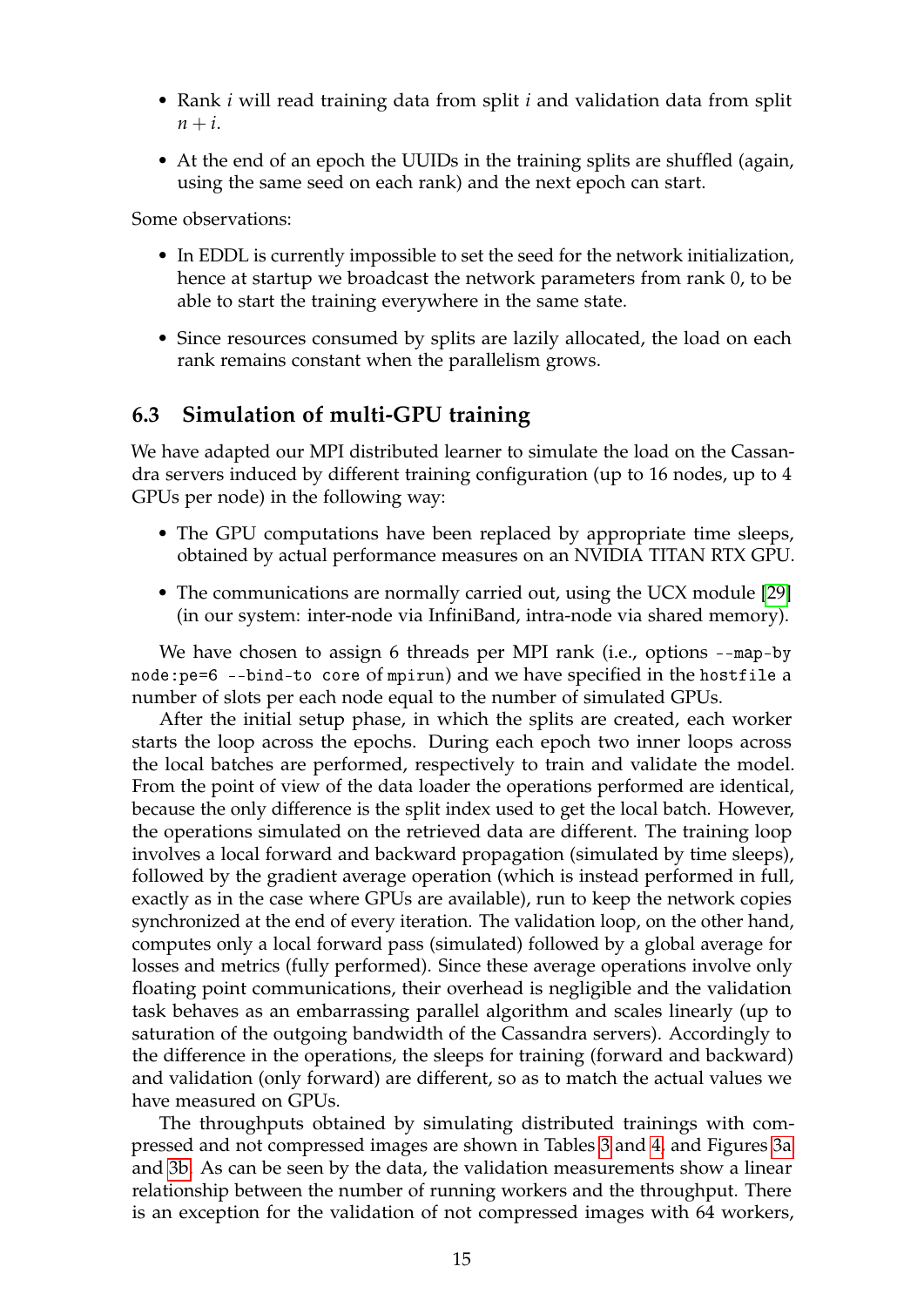- Rank $i$ will read training data from split $i$ and validation data from split $n + i$.
- At the end of an epoch the UUIDs in the training splits are shuffled (again, using the same seed on each rank) and the next epoch can start.

Some observations:

- In EDDL is currently impossible to set the seed for the network initialization, hence at startup we broadcast the network parameters from rank 0, to be able to start the training everywhere in the same state.
- Since resources consumed by splits are lazily allocated, the load on each rank remains constant when the parallelism grows.

### 6.3 Simulation of multi-GPU training

We have adapted our MPI distributed learner to simulate the load on the Cassandra servers induced by different training configuration (up to 16 nodes, up to 4 GPUs per node) in the following way:

- The GPU computations have been replaced by appropriate time sleeps, obtained by actual performance measures on an NVIDIA TITAN RTX GPU.
- The communications are normally carried out, using the UCX module [29] (in our system: inter-node via InfiniBand, intra-node via shared memory).

We have chosen to assign 6 threads per MPI rank (i.e., options `--map-by node:pe=6 --bind-to core` of `mpirun`) and we have specified in the `hostfile` a number of slots per each node equal to the number of simulated GPUs.

After the initial setup phase, in which the splits are created, each worker starts the loop across the epochs. During each epoch two inner loops across the local batches are performed, respectively to train and validate the model. From the point of view of the data loader the operations performed are identical, because the only difference is the split index used to get the local batch. However, the operations simulated on the retrieved data are different. The training loop involves a local forward and backward propagation (simulated by time sleeps), followed by the gradient average operation (which is instead performed in full, exactly as in the case where GPUs are available), run to keep the network copies synchronized at the end of every iteration. The validation loop, on the other hand, computes only a local forward pass (simulated) followed by a global average for losses and metrics (fully performed). Since these average operations involve only floating point communications, their overhead is negligible and the validation task behaves as an embarrassing parallel algorithm and scales linearly (up to saturation of the outgoing bandwidth of the Cassandra servers). Accordingly to the difference in the operations, the sleeps for training (forward and backward) and validation (only forward) are different, so as to match the actual values we have measured on GPUs.

The throughputs obtained by simulating distributed trainings with compressed and not compressed images are shown in Tables 3 and 4, and Figures 3a and 3b. As can be seen by the data, the validation measurements show a linear relationship between the number of running workers and the throughput. There is an exception for the validation of not compressed images with 64 workers,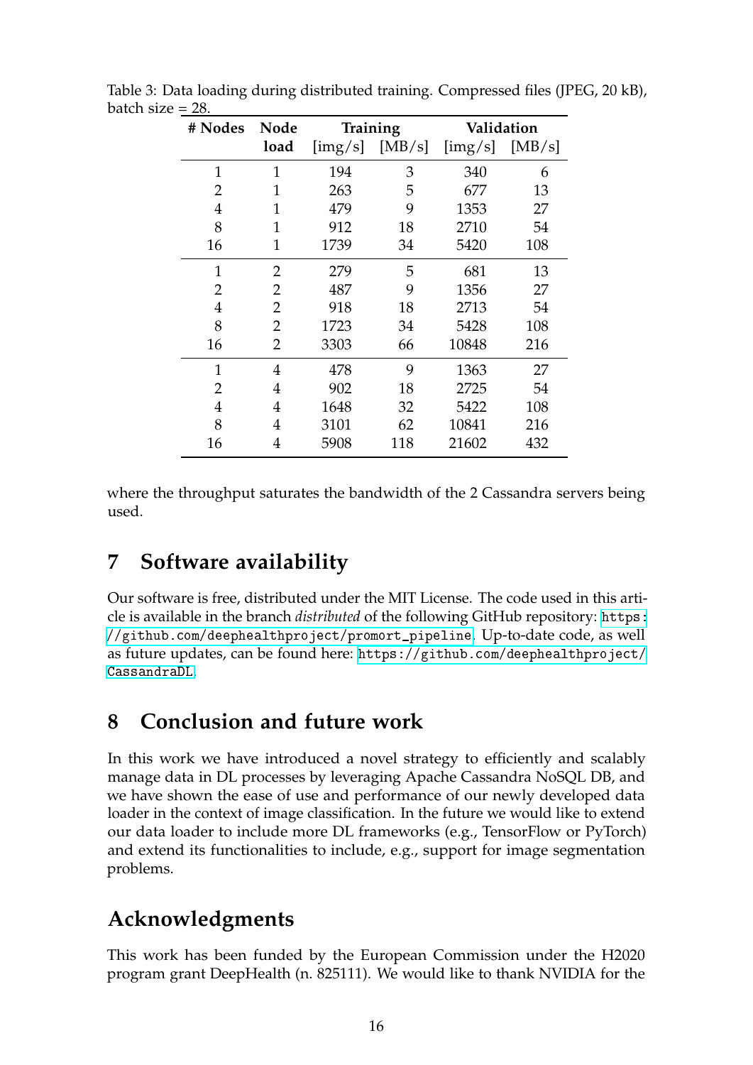Table 3: Data loading during distributed training. Compressed files (JPEG, 20 kB), batch size = 28.

| # Nodes | Node load | Training | | Validation | |
|---|---|---|---|---|---|
| | | [img/s] | [MB/s] | [img/s] | [MB/s] |
| 1 | 1 | 194 | 3 | 340 | 6 |
| 2 | 1 | 263 | 5 | 677 | 13 |
| 4 | 1 | 479 | 9 | 1353 | 27 |
| 8 | 1 | 912 | 18 | 2710 | 54 |
| 16 | 1 | 1739 | 34 | 5420 | 108 |
| 1 | 2 | 279 | 5 | 681 | 13 |
| 2 | 2 | 487 | 9 | 1356 | 27 |
| 4 | 2 | 918 | 18 | 2713 | 54 |
| 8 | 2 | 1723 | 34 | 5428 | 108 |
| 16 | 2 | 3303 | 66 | 10848 | 216 |
| 1 | 4 | 478 | 9 | 1363 | 27 |
| 2 | 4 | 902 | 18 | 2725 | 54 |
| 4 | 4 | 1648 | 32 | 5422 | 108 |
| 8 | 4 | 3101 | 62 | 10841 | 216 |
| 16 | 4 | 5908 | 118 | 21602 | 432 |

where the throughput saturates the bandwidth of the 2 Cassandra servers being used.

## 7 Software availability

Our software is free, distributed under the MIT License. The code used in this article is available in the branch *distributed* of the following GitHub repository: https://github.com/deephealthproject/promort_pipeline. Up-to-date code, as well as future updates, can be found here: https://github.com/deephealthproject/CassandraDL.

## 8 Conclusion and future work

In this work we have introduced a novel strategy to efficiently and scalably manage data in DL processes by leveraging Apache Cassandra NoSQL DB, and we have shown the ease of use and performance of our newly developed data loader in the context of image classification. In the future we would like to extend our data loader to include more DL frameworks (e.g., TensorFlow or PyTorch) and extend its functionalities to include, e.g., support for image segmentation problems.

## Acknowledgments

This work has been funded by the European Commission under the H2020 program grant DeepHealth (n. 825111). We would like to thank NVIDIA for the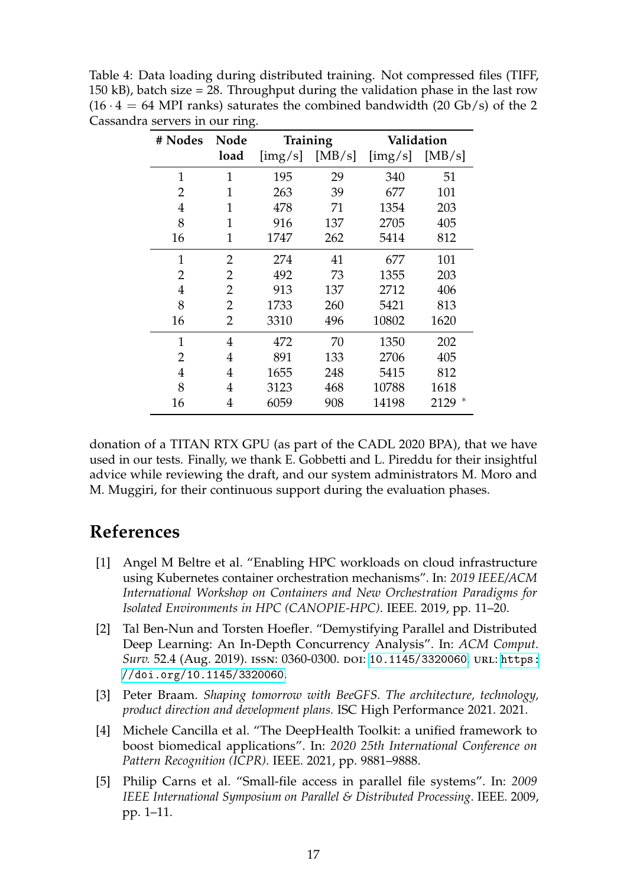Table 4: Data loading during distributed training. Not compressed files (TIFF, 150 kB), batch size = 28. Throughput during the validation phase in the last row ($16 \cdot 4 = 64$ MPI ranks) saturates the combined bandwidth (20 Gb/s) of the 2 Cassandra servers in our ring.

| # Nodes | Node load | Training [img/s] | Training [MB/s] | Validation [img/s] | Validation [MB/s] |
|---|---|---|---|---|---|
| 1 | 1 | 195 | 29 | 340 | 51 |
| 2 | 1 | 263 | 39 | 677 | 101 |
| 4 | 1 | 478 | 71 | 1354 | 203 |
| 8 | 1 | 916 | 137 | 2705 | 405 |
| 16 | 1 | 1747 | 262 | 5414 | 812 |
| 1 | 2 | 274 | 41 | 677 | 101 |
| 2 | 2 | 492 | 73 | 1355 | 203 |
| 4 | 2 | 913 | 137 | 2712 | 406 |
| 8 | 2 | 1733 | 260 | 5421 | 813 |
| 16 | 2 | 3310 | 496 | 10802 | 1620 |
| 1 | 4 | 472 | 70 | 1350 | 202 |
| 2 | 4 | 891 | 133 | 2706 | 405 |
| 4 | 4 | 1655 | 248 | 5415 | 812 |
| 8 | 4 | 3123 | 468 | 10788 | 1618 |
| 16 | 4 | 6059 | 908 | 14198 | 2129 * |

donation of a TITAN RTX GPU (as part of the CADL 2020 BPA), that we have used in our tests. Finally, we thank E. Gobbetti and L. Pireddu for their insightful advice while reviewing the draft, and our system administrators M. Moro and M. Muggiri, for their continuous support during the evaluation phases.

## References

[1] Angel M Beltre et al. "Enabling HPC workloads on cloud infrastructure using Kubernetes container orchestration mechanisms". In: *2019 IEEE/ACM International Workshop on Containers and New Orchestration Paradigms for Isolated Environments in HPC (CANOPIE-HPC)*. IEEE. 2019, pp. 11–20.

[2] Tal Ben-Nun and Torsten Hoefler. "Demystifying Parallel and Distributed Deep Learning: An In-Depth Concurrency Analysis". In: *ACM Comput. Surv.* 52.4 (Aug. 2019). ISSN: 0360-0300. DOI: 10.1145/3320060. URL: https://doi.org/10.1145/3320060.

[3] Peter Braam. *Shaping tomorrow with BeeGFS. The architecture, technology, product direction and development plans.* ISC High Performance 2021. 2021.

[4] Michele Cancilla et al. "The DeepHealth Toolkit: a unified framework to boost biomedical applications". In: *2020 25th International Conference on Pattern Recognition (ICPR)*. IEEE. 2021, pp. 9881–9888.

[5] Philip Carns et al. "Small-file access in parallel file systems". In: *2009 IEEE International Symposium on Parallel & Distributed Processing*. IEEE. 2009, pp. 1–11.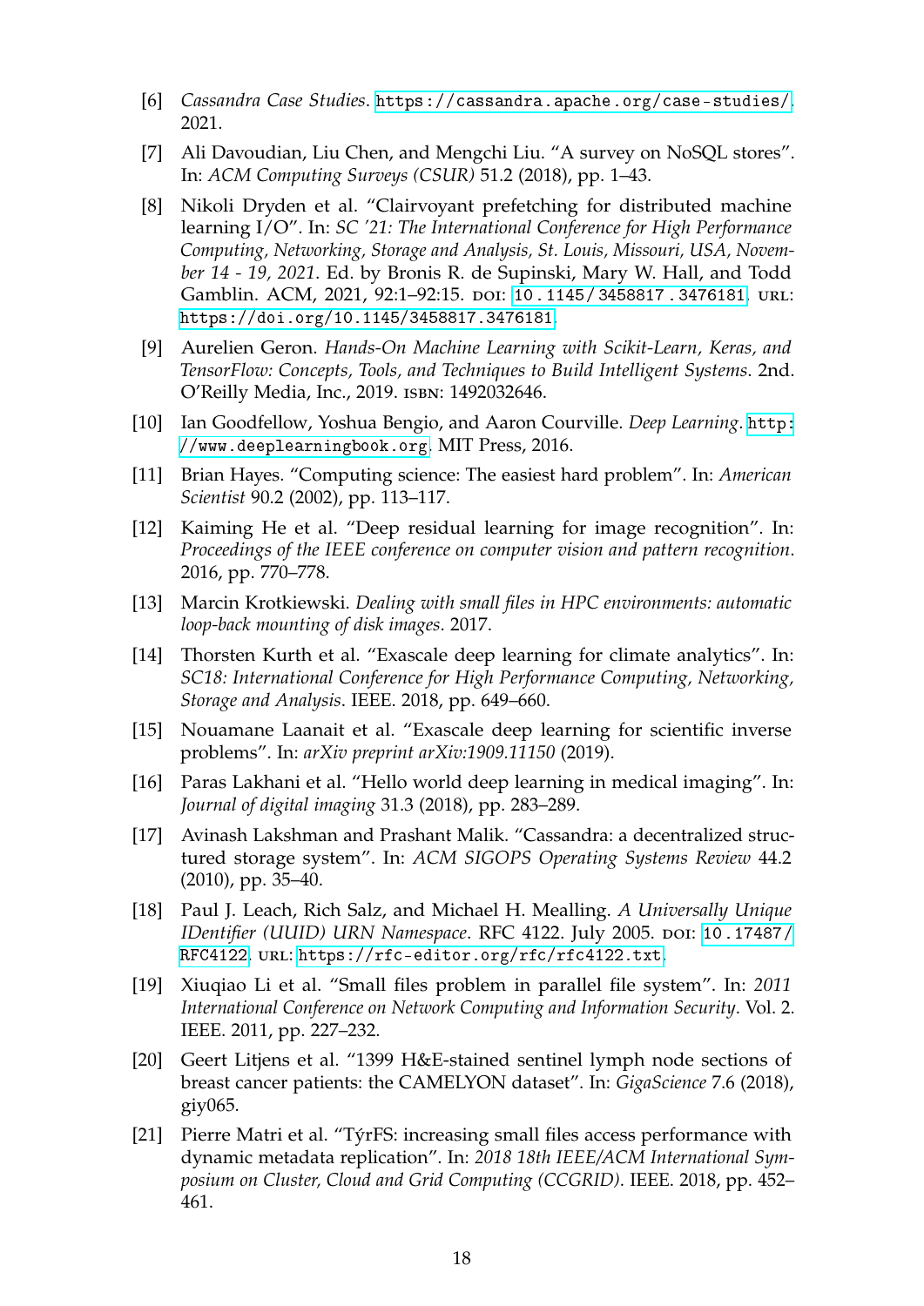[6] *Cassandra Case Studies*. https://cassandra.apache.org/case-studies/. 2021.

[7] Ali Davoudian, Liu Chen, and Mengchi Liu. "A survey on NoSQL stores". In: *ACM Computing Surveys (CSUR)* 51.2 (2018), pp. 1–43.

[8] Nikoli Dryden et al. "Clairvoyant prefetching for distributed machine learning I/O". In: *SC '21: The International Conference for High Performance Computing, Networking, Storage and Analysis, St. Louis, Missouri, USA, November 14 - 19, 2021*. Ed. by Bronis R. de Supinski, Mary W. Hall, and Todd Gamblin. ACM, 2021, 92:1–92:15. DOI: 10.1145/3458817.3476181. URL: https://doi.org/10.1145/3458817.3476181.

[9] Aurelien Geron. *Hands-On Machine Learning with Scikit-Learn, Keras, and TensorFlow: Concepts, Tools, and Techniques to Build Intelligent Systems*. 2nd. O'Reilly Media, Inc., 2019. ISBN: 1492032646.

[10] Ian Goodfellow, Yoshua Bengio, and Aaron Courville. *Deep Learning*. http://www.deeplearningbook.org. MIT Press, 2016.

[11] Brian Hayes. "Computing science: The easiest hard problem". In: *American Scientist* 90.2 (2002), pp. 113–117.

[12] Kaiming He et al. "Deep residual learning for image recognition". In: *Proceedings of the IEEE conference on computer vision and pattern recognition*. 2016, pp. 770–778.

[13] Marcin Krotkiewski. *Dealing with small files in HPC environments: automatic loop-back mounting of disk images*. 2017.

[14] Thorsten Kurth et al. "Exascale deep learning for climate analytics". In: *SC18: International Conference for High Performance Computing, Networking, Storage and Analysis*. IEEE. 2018, pp. 649–660.

[15] Nouamane Laanait et al. "Exascale deep learning for scientific inverse problems". In: *arXiv preprint arXiv:1909.11150* (2019).

[16] Paras Lakhani et al. "Hello world deep learning in medical imaging". In: *Journal of digital imaging* 31.3 (2018), pp. 283–289.

[17] Avinash Lakshman and Prashant Malik. "Cassandra: a decentralized structured storage system". In: *ACM SIGOPS Operating Systems Review* 44.2 (2010), pp. 35–40.

[18] Paul J. Leach, Rich Salz, and Michael H. Mealling. *A Universally Unique IDentifier (UUID) URN Namespace*. RFC 4122. July 2005. DOI: 10.17487/RFC4122. URL: https://rfc-editor.org/rfc/rfc4122.txt.

[19] Xiuqiao Li et al. "Small files problem in parallel file system". In: *2011 International Conference on Network Computing and Information Security*. Vol. 2. IEEE. 2011, pp. 227–232.

[20] Geert Litjens et al. "1399 H&E-stained sentinel lymph node sections of breast cancer patients: the CAMELYON dataset". In: *GigaScience* 7.6 (2018), giy065.

[21] Pierre Matri et al. "TýrFS: increasing small files access performance with dynamic metadata replication". In: *2018 18th IEEE/ACM International Symposium on Cluster, Cloud and Grid Computing (CCGRID)*. IEEE. 2018, pp. 452–461.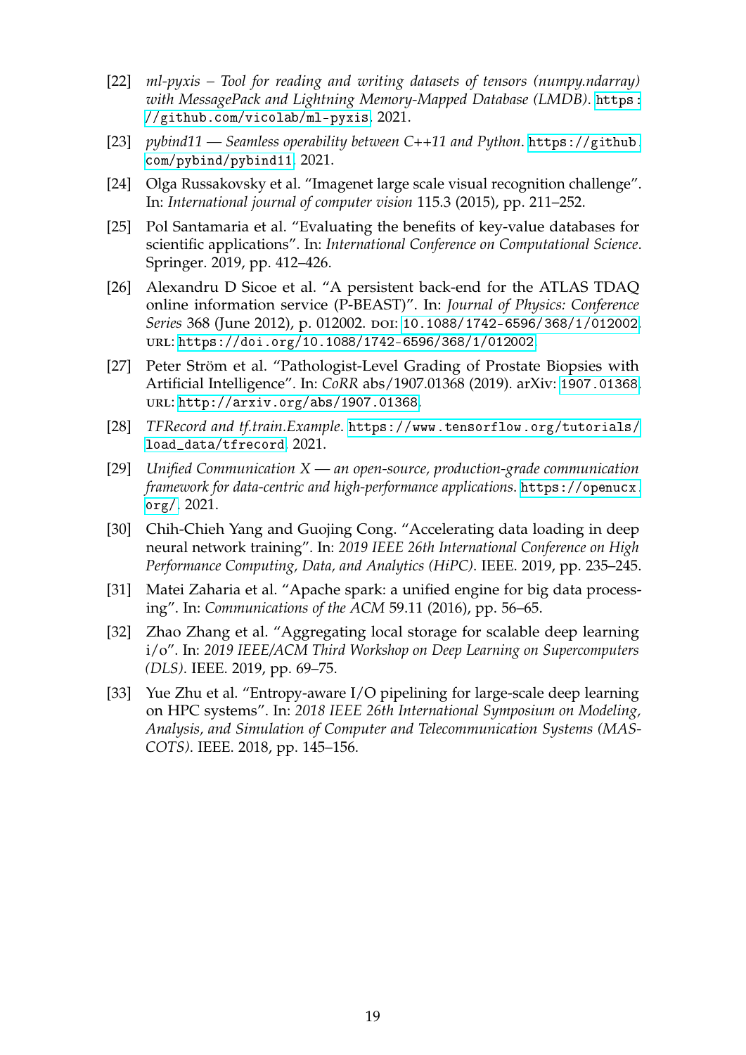[22] *ml-pyxis – Tool for reading and writing datasets of tensors (numpy.ndarray) with MessagePack and Lightning Memory-Mapped Database (LMDB)*. https://github.com/vicolab/ml-pyxis. 2021.

[23] *pybind11 — Seamless operability between C++11 and Python*. https://github.com/pybind/pybind11. 2021.

[24] Olga Russakovsky et al. "Imagenet large scale visual recognition challenge". In: *International journal of computer vision* 115.3 (2015), pp. 211–252.

[25] Pol Santamaria et al. "Evaluating the benefits of key-value databases for scientific applications". In: *International Conference on Computational Science*. Springer. 2019, pp. 412–426.

[26] Alexandru D Sicoe et al. "A persistent back-end for the ATLAS TDAQ online information service (P-BEAST)". In: *Journal of Physics: Conference Series* 368 (June 2012), p. 012002. DOI: 10.1088/1742-6596/368/1/012002. URL: https://doi.org/10.1088/1742-6596/368/1/012002.

[27] Peter Ström et al. "Pathologist-Level Grading of Prostate Biopsies with Artificial Intelligence". In: *CoRR* abs/1907.01368 (2019). arXiv: 1907.01368. URL: http://arxiv.org/abs/1907.01368.

[28] *TFRecord and tf.train.Example*. https://www.tensorflow.org/tutorials/load_data/tfrecord. 2021.

[29] *Unified Communication X — an open-source, production-grade communication framework for data-centric and high-performance applications*. https://openucx.org/. 2021.

[30] Chih-Chieh Yang and Guojing Cong. "Accelerating data loading in deep neural network training". In: *2019 IEEE 26th International Conference on High Performance Computing, Data, and Analytics (HiPC)*. IEEE. 2019, pp. 235–245.

[31] Matei Zaharia et al. "Apache spark: a unified engine for big data processing". In: *Communications of the ACM* 59.11 (2016), pp. 56–65.

[32] Zhao Zhang et al. "Aggregating local storage for scalable deep learning i/o". In: *2019 IEEE/ACM Third Workshop on Deep Learning on Supercomputers (DLS)*. IEEE. 2019, pp. 69–75.

[33] Yue Zhu et al. "Entropy-aware I/O pipelining for large-scale deep learning on HPC systems". In: *2018 IEEE 26th International Symposium on Modeling, Analysis, and Simulation of Computer and Telecommunication Systems (MASCOTS)*. IEEE. 2018, pp. 145–156.